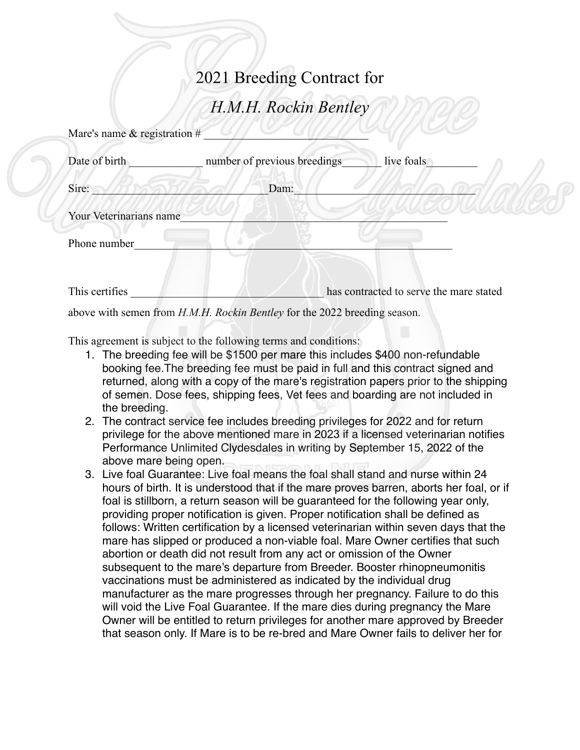# 2021 Breeding Contract for

## *H.M.H. Rockin Bentley*

Mare's name & registration # ____________________________

Date of birth _____________ number of previous breedings_______ live foals_________

Sire: ____________________________ Dam: ________________________________

Your Veterinarians name_____________________________________________

Phone number_______________________________________________________

This certifies __________________________________ has contracted to serve the mare stated above with semen from *H.M.H. Rockin Bentley* for the 2022 breeding season.

This agreement is subject to the following terms and conditions:

1. The breeding fee will be $1500 per mare this includes $400 non-refundable booking fee.The breeding fee must be paid in full and this contract signed and returned, along with a copy of the mare's registration papers prior to the shipping of semen. Dose fees, shipping fees, Vet fees and boarding are not included in the breeding.
2. The contract service fee includes breeding privileges for 2022 and for return privilege for the above mentioned mare in 2023 if a licensed veterinarian notifies Performance Unlimited Clydesdales in writing by September 15, 2022 of the above mare being open.
3. Live foal Guarantee: Live foal means the foal shall stand and nurse within 24 hours of birth. It is understood that if the mare proves barren, aborts her foal, or if foal is stillborn, a return season will be guaranteed for the following year only, providing proper notification is given. Proper notification shall be defined as follows: Written certification by a licensed veterinarian within seven days that the mare has slipped or produced a non-viable foal. Mare Owner certifies that such abortion or death did not result from any act or omission of the Owner subsequent to the mare's departure from Breeder. Booster rhinopneumonitis vaccinations must be administered as indicated by the individual drug manufacturer as the mare progresses through her pregnancy. Failure to do this will void the Live Foal Guarantee. If the mare dies during pregnancy the Mare Owner will be entitled to return privileges for another mare approved by Breeder that season only. If Mare is to be re-bred and Mare Owner fails to deliver her for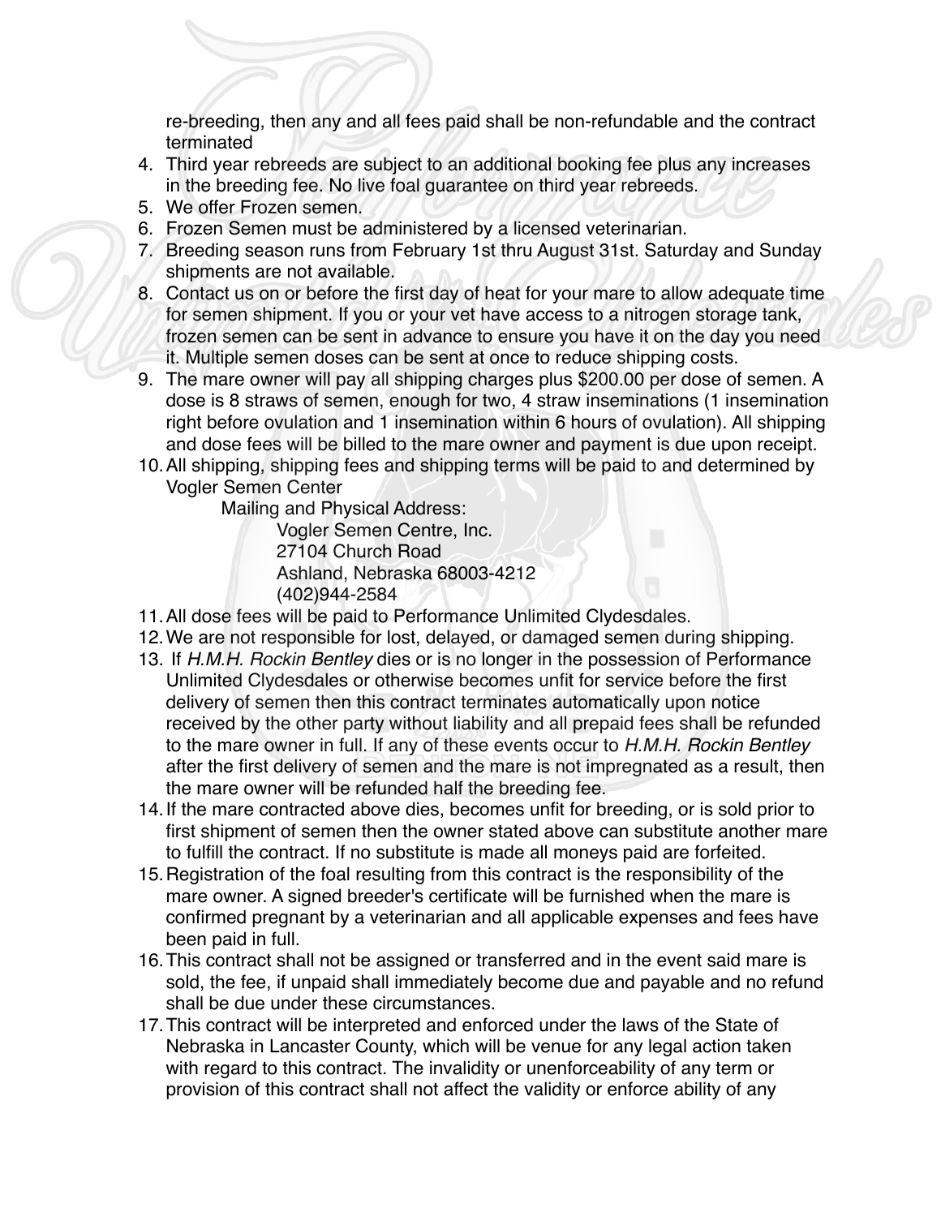re-breeding, then any and all fees paid shall be non-refundable and the contract terminated

4. Third year rebreeds are subject to an additional booking fee plus any increases in the breeding fee. No live foal guarantee on third year rebreeds.
5. We offer Frozen semen.
6. Frozen Semen must be administered by a licensed veterinarian.
7. Breeding season runs from February 1st thru August 31st. Saturday and Sunday shipments are not available.
8. Contact us on or before the first day of heat for your mare to allow adequate time for semen shipment. If you or your vet have access to a nitrogen storage tank, frozen semen can be sent in advance to ensure you have it on the day you need it. Multiple semen doses can be sent at once to reduce shipping costs.
9. The mare owner will pay all shipping charges plus $200.00 per dose of semen. A dose is 8 straws of semen, enough for two, 4 straw inseminations (1 insemination right before ovulation and 1 insemination within 6 hours of ovulation). All shipping and dose fees will be billed to the mare owner and payment is due upon receipt.
10. All shipping, shipping fees and shipping terms will be paid to and determined by Vogler Semen Center

    Mailing and Physical Address:

    Vogler Semen Centre, Inc.
    27104 Church Road
    Ashland, Nebraska 68003-4212
    (402)944-2584

11. All dose fees will be paid to Performance Unlimited Clydesdales.
12. We are not responsible for lost, delayed, or damaged semen during shipping.
13. If *H.M.H. Rockin Bentley* dies or is no longer in the possession of Performance Unlimited Clydesdales or otherwise becomes unfit for service before the first delivery of semen then this contract terminates automatically upon notice received by the other party without liability and all prepaid fees shall be refunded to the mare owner in full. If any of these events occur to *H.M.H. Rockin Bentley* after the first delivery of semen and the mare is not impregnated as a result, then the mare owner will be refunded half the breeding fee.
14. If the mare contracted above dies, becomes unfit for breeding, or is sold prior to first shipment of semen then the owner stated above can substitute another mare to fulfill the contract. If no substitute is made all moneys paid are forfeited.
15. Registration of the foal resulting from this contract is the responsibility of the mare owner. A signed breeder's certificate will be furnished when the mare is confirmed pregnant by a veterinarian and all applicable expenses and fees have been paid in full.
16. This contract shall not be assigned or transferred and in the event said mare is sold, the fee, if unpaid shall immediately become due and payable and no refund shall be due under these circumstances.
17. This contract will be interpreted and enforced under the laws of the State of Nebraska in Lancaster County, which will be venue for any legal action taken with regard to this contract. The invalidity or unenforceability of any term or provision of this contract shall not affect the validity or enforce ability of any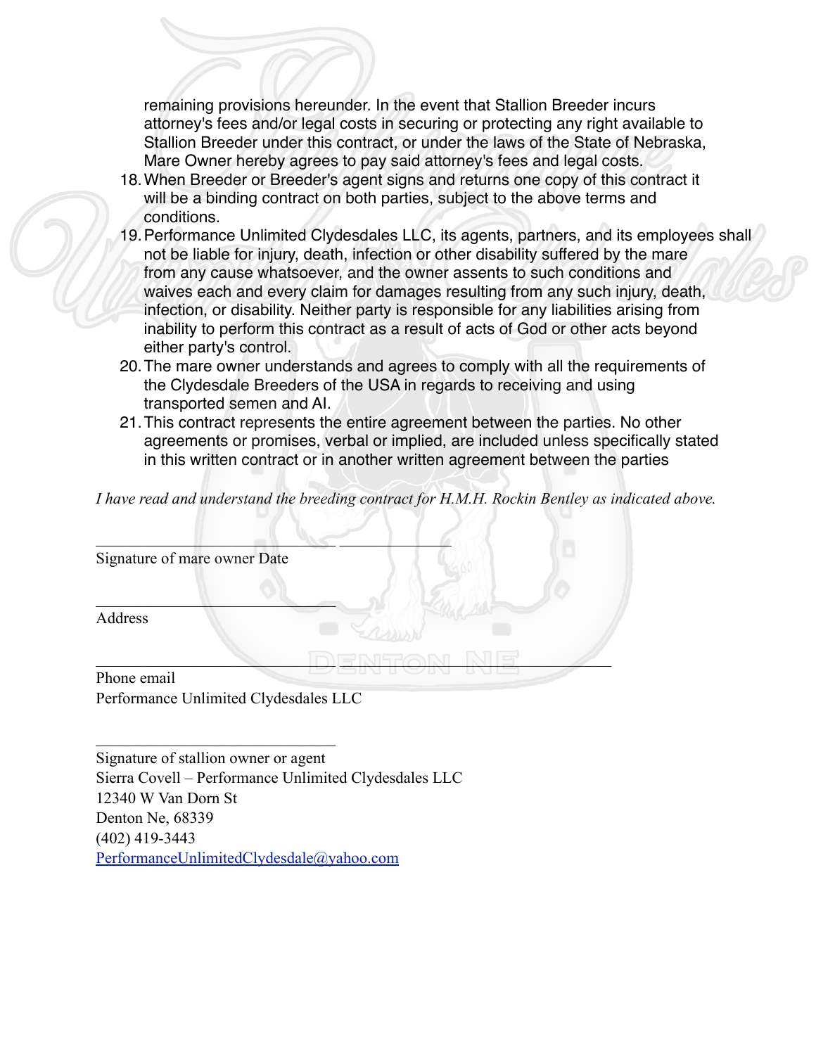remaining provisions hereunder. In the event that Stallion Breeder incurs attorney's fees and/or legal costs in securing or protecting any right available to Stallion Breeder under this contract, or under the laws of the State of Nebraska, Mare Owner hereby agrees to pay said attorney's fees and legal costs.

18. When Breeder or Breeder's agent signs and returns one copy of this contract it will be a binding contract on both parties, subject to the above terms and conditions.
19. Performance Unlimited Clydesdales LLC, its agents, partners, and its employees shall not be liable for injury, death, infection or other disability suffered by the mare from any cause whatsoever, and the owner assents to such conditions and waives each and every claim for damages resulting from any such injury, death, infection, or disability. Neither party is responsible for any liabilities arising from inability to perform this contract as a result of acts of God or other acts beyond either party's control.
20. The mare owner understands and agrees to comply with all the requirements of the Clydesdale Breeders of the USA in regards to receiving and using transported semen and AI.
21. This contract represents the entire agreement between the parties. No other agreements or promises, verbal or implied, are included unless specifically stated in this written contract or in another written agreement between the parties

*I have read and understand the breeding contract for H.M.H. Rockin Bentley as indicated above.*

______________________________ ______________

Signature of mare owner Date

______________________________

Address

__________________________________________________________________

Phone email

Performance Unlimited Clydesdales LLC

______________________________

Signature of stallion owner or agent

Sierra Covell – Performance Unlimited Clydesdales LLC

12340 W Van Dorn St

Denton Ne, 68339

(402) 419-3443

PerformanceUnlimitedClydesdale@yahoo.com